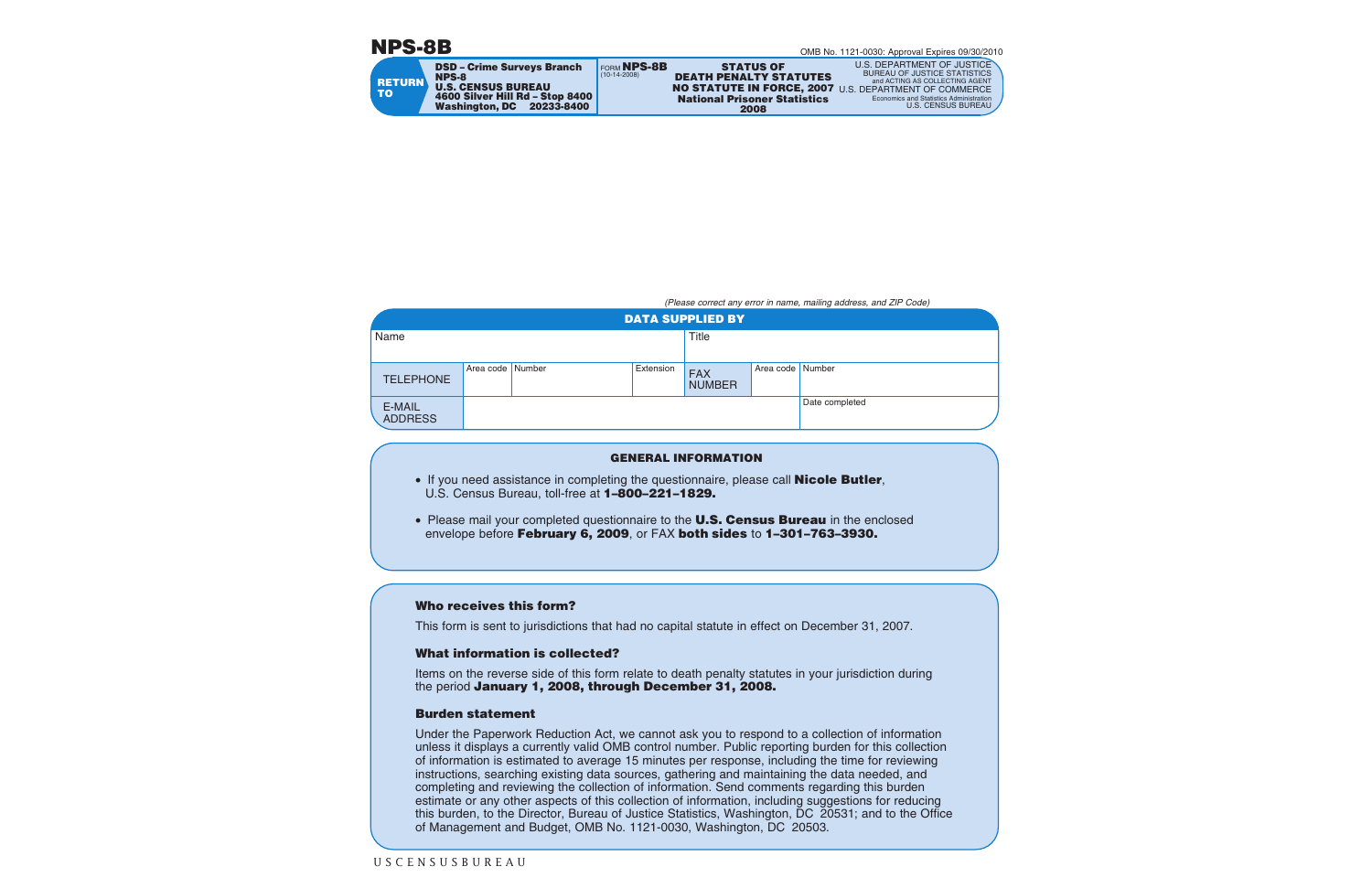# NPS-8B

OMB No. 1121-0030: Approval Expires 09/30/2010

| RETURN TO | FORM NPS-8B (10-14-2008) | U.S. DEPARTMENT OF JUSTICE |
|---|---|---|
| DSD – Crime Surveys Branch<br>NPS-8<br>U.S. CENSUS BUREAU<br>4600 Silver Hill Rd – Stop 8400<br>Washington, DC 20233-8400 | **STATUS OF DEATH PENALTY STATUTES NO STATUTE IN FORCE, 2007**<br>**National Prisoner Statistics 2008** | BUREAU OF JUSTICE STATISTICS and ACTING AS COLLECTING AGENT U.S. DEPARTMENT OF COMMERCE Economics and Statistics Administration U.S. CENSUS BUREAU |

*(Please correct any error in name, mailing address, and ZIP Code)*

## DATA SUPPLIED BY

| Name | | | | Title | | |
|---|---|---|---|---|---|---|
| TELEPHONE | Area code | Number | Extension | FAX NUMBER | Area code | Number |
| E-MAIL ADDRESS | | | | | | Date completed |

## GENERAL INFORMATION

- If you need assistance in completing the questionnaire, please call **Nicole Butler**, U.S. Census Bureau, toll-free at **1–800–221–1829.**
- Please mail your completed questionnaire to the **U.S. Census Bureau** in the enclosed envelope before **February 6, 2009**, or FAX **both sides** to **1–301–763–3930.**

### Who receives this form?

This form is sent to jurisdictions that had no capital statute in effect on December 31, 2007.

### What information is collected?

Items on the reverse side of this form relate to death penalty statutes in your jurisdiction during the period **January 1, 2008, through December 31, 2008.**

### Burden statement

Under the Paperwork Reduction Act, we cannot ask you to respond to a collection of information unless it displays a currently valid OMB control number. Public reporting burden for this collection of information is estimated to average 15 minutes per response, including the time for reviewing instructions, searching existing data sources, gathering and maintaining the data needed, and completing and reviewing the collection of information. Send comments regarding this burden estimate or any other aspects of this collection of information, including suggestions for reducing this burden, to the Director, Bureau of Justice Statistics, Washington, DC 20531; and to the Office of Management and Budget, OMB No. 1121-0030, Washington, DC 20503.

USCENSUSBUREAU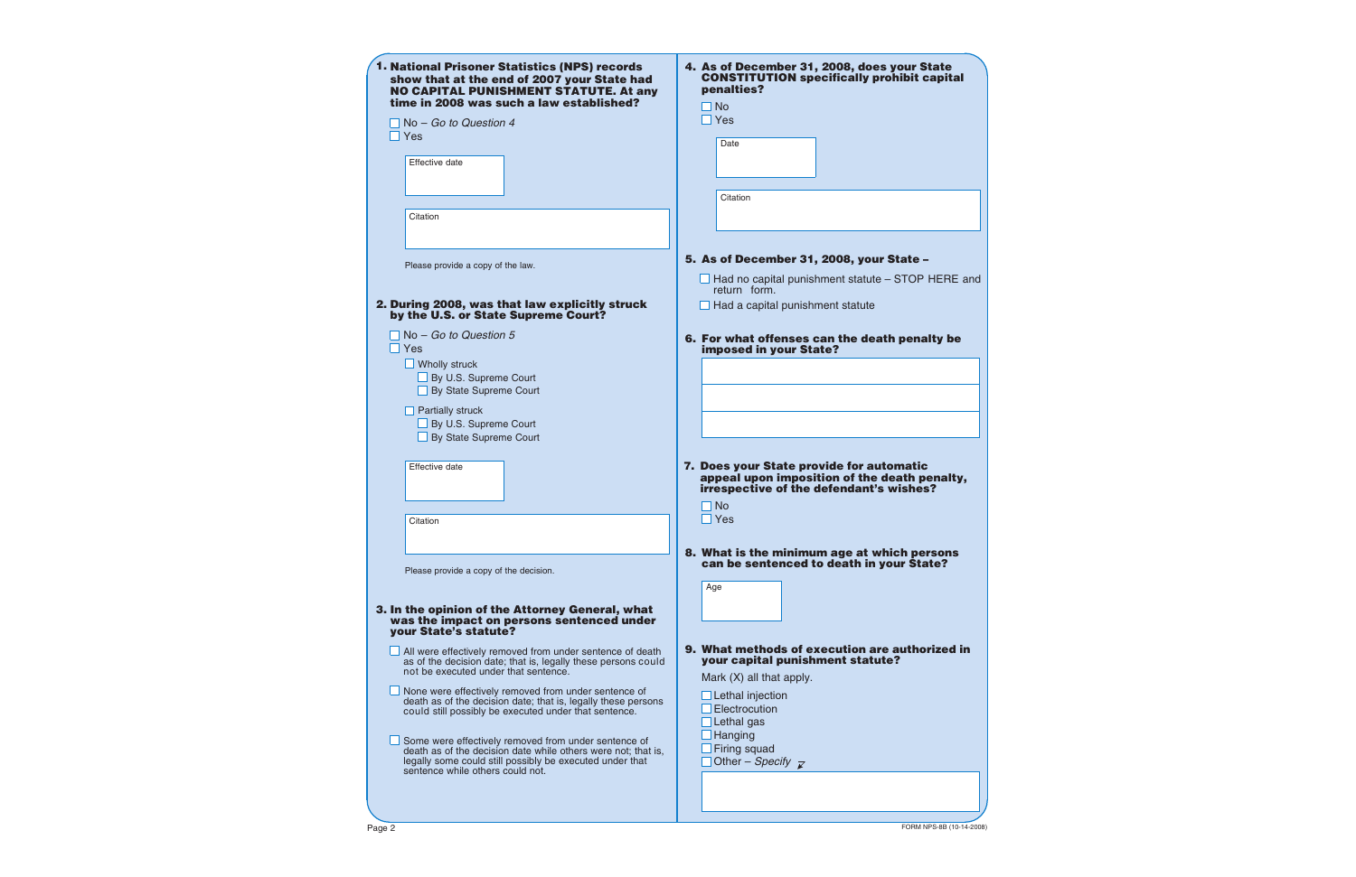**1. National Prisoner Statistics (NPS) records show that at the end of 2007 your State had NO CAPITAL PUNISHMENT STATUTE. At any time in 2008 was such a law established?**

- ☐ No – *Go to Question 4*
- ☐ Yes

Effective date

Citation

Please provide a copy of the law.

**2. During 2008, was that law explicitly struck by the U.S. or State Supreme Court?**

- ☐ No – *Go to Question 5*
- ☐ Yes
  - ☐ Wholly struck
    - ☐ By U.S. Supreme Court
    - ☐ By State Supreme Court
  - ☐ Partially struck
    - ☐ By U.S. Supreme Court
    - ☐ By State Supreme Court

Effective date

Citation

Please provide a copy of the decision.

**3. In the opinion of the Attorney General, what was the impact on persons sentenced under your State's statute?**

- ☐ All were effectively removed from under sentence of death as of the decision date; that is, legally these persons could not be executed under that sentence.
- ☐ None were effectively removed from under sentence of death as of the decision date; that is, legally these persons could still possibly be executed under that sentence.
- ☐ Some were effectively removed from under sentence of death as of the decision date while others were not; that is, legally some could still possibly be executed under that sentence while others could not.

**4. As of December 31, 2008, does your State CONSTITUTION specifically prohibit capital penalties?**

- ☐ No
- ☐ Yes

Date

Citation

**5. As of December 31, 2008, your State –**

- ☐ Had no capital punishment statute – STOP HERE and return form.
- ☐ Had a capital punishment statute

**6. For what offenses can the death penalty be imposed in your State?**

**7. Does your State provide for automatic appeal upon imposition of the death penalty, irrespective of the defendant's wishes?**

- ☐ No
- ☐ Yes

**8. What is the minimum age at which persons can be sentenced to death in your State?**

Age

**9. What methods of execution are authorized in your capital punishment statute?**

Mark (X) all that apply.

- ☐ Lethal injection
- ☐ Electrocution
- ☐ Lethal gas
- ☐ Hanging
- ☐ Firing squad
- ☐ Other – *Specify*

FORM NPS-8B (10-14-2008)